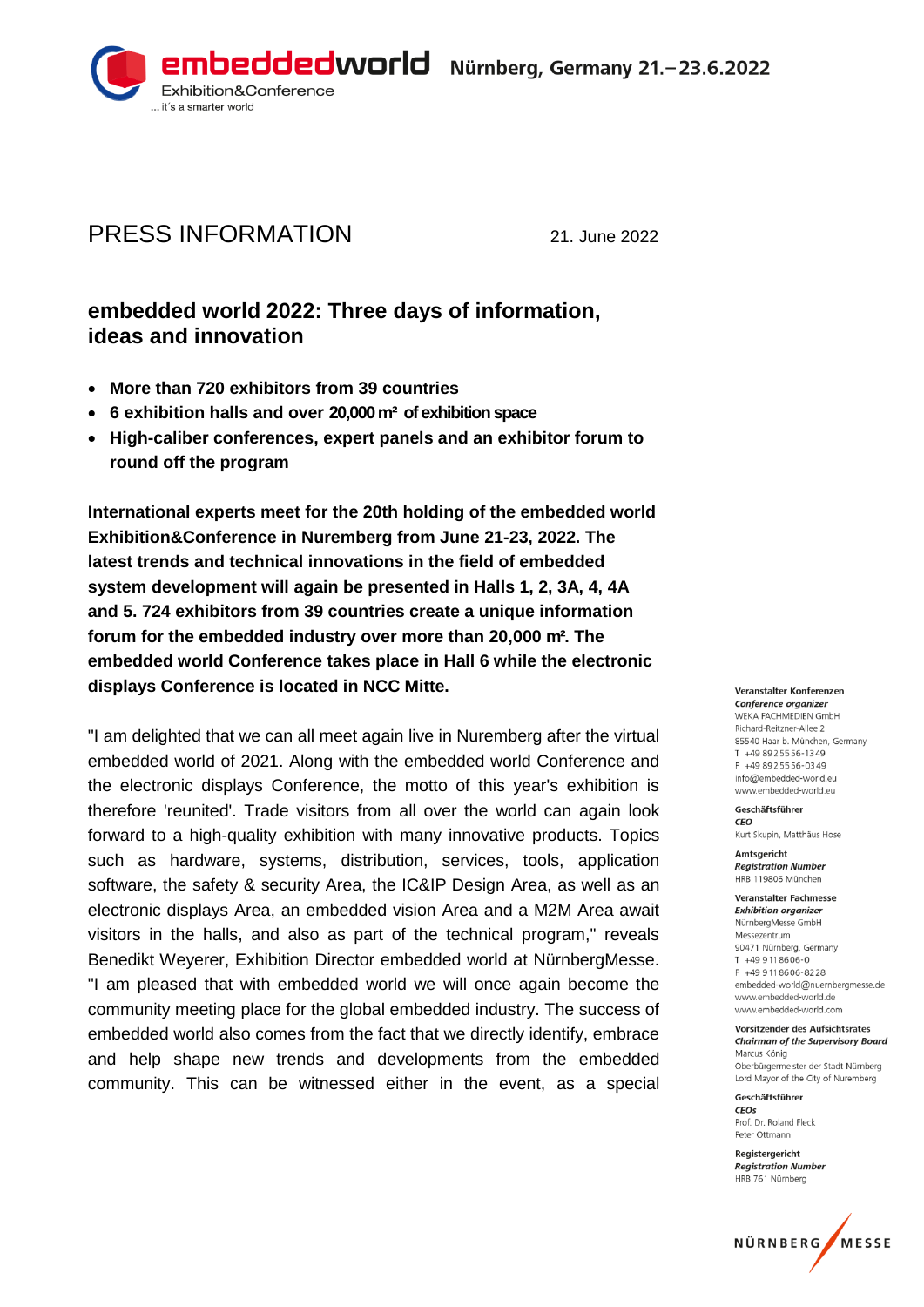embeddedworld Nürnberg, Germany 21.–23.6.2022
Exhibition&Conference
... it's a smarter world

# PRESS INFORMATION

21. June 2022

## embedded world 2022: Three days of information, ideas and innovation

- **More than 720 exhibitors from 39 countries**
- **6 exhibition halls and over 20,000 m² of exhibition space**
- **High-caliber conferences, expert panels and an exhibitor forum to round off the program**

**International experts meet for the 20th holding of the embedded world Exhibition&Conference in Nuremberg from June 21-23, 2022. The latest trends and technical innovations in the field of embedded system development will again be presented in Halls 1, 2, 3A, 4, 4A and 5. 724 exhibitors from 39 countries create a unique information forum for the embedded industry over more than 20,000 m². The embedded world Conference takes place in Hall 6 while the electronic displays Conference is located in NCC Mitte.**

"I am delighted that we can all meet again live in Nuremberg after the virtual embedded world of 2021. Along with the embedded world Conference and the electronic displays Conference, the motto of this year's exhibition is therefore 'reunited'. Trade visitors from all over the world can again look forward to a high-quality exhibition with many innovative products. Topics such as hardware, systems, distribution, services, tools, application software, the safety & security Area, the IC&IP Design Area, as well as an electronic displays Area, an embedded vision Area and a M2M Area await visitors in the halls, and also as part of the technical program," reveals Benedikt Weyerer, Exhibition Director embedded world at NürnbergMesse. "I am pleased that with embedded world we will once again become the community meeting place for the global embedded industry. The success of embedded world also comes from the fact that we directly identify, embrace and help shape new trends and developments from the embedded community. This can be witnessed either in the event, as a special

**Veranstalter Konferenzen**
***Conference organizer***
WEKA FACHMEDIEN GmbH
Richard-Reitzner-Allee 2
85540 Haar b. München, Germany
T +49 89 25556-1349
F +49 89 25556-0349
info@embedded-world.eu
www.embedded-world.eu

**Geschäftsführer**
***CEO***
Kurt Skupin, Matthäus Hose

**Amtsgericht**
***Registration Number***
HRB 119806 München

**Veranstalter Fachmesse**
***Exhibition organizer***
NürnbergMesse GmbH
Messezentrum
90471 Nürnberg, Germany
T +49 911 8606-0
F +49 911 8606-8228
embedded-world@nuernbergmesse.de
www.embedded-world.de
www.embedded-world.com

**Vorsitzender des Aufsichtsrates**
***Chairman of the Supervisory Board***
Marcus König
Oberbürgermeister der Stadt Nürnberg
Lord Mayor of the City of Nuremberg

**Geschäftsführer**
***CEOs***
Prof. Dr. Roland Fleck
Peter Ottmann

**Registergericht**
***Registration Number***
HRB 761 Nürnberg

NÜRNBERG MESSE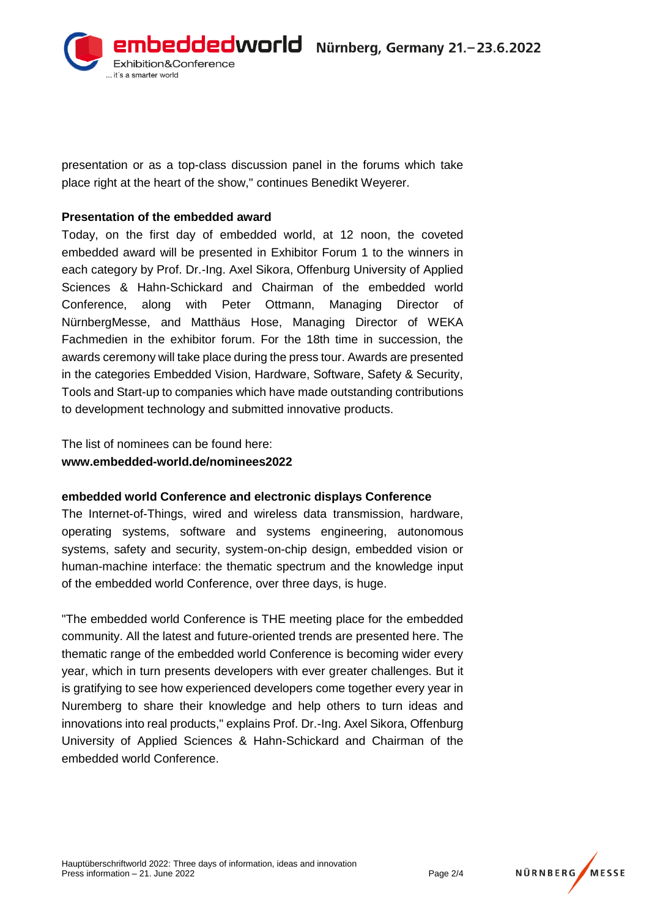presentation or as a top-class discussion panel in the forums which take place right at the heart of the show," continues Benedikt Weyerer.

**Presentation of the embedded award**

Today, on the first day of embedded world, at 12 noon, the coveted embedded award will be presented in Exhibitor Forum 1 to the winners in each category by Prof. Dr.-Ing. Axel Sikora, Offenburg University of Applied Sciences & Hahn-Schickard and Chairman of the embedded world Conference, along with Peter Ottmann, Managing Director of NürnbergMesse, and Matthäus Hose, Managing Director of WEKA Fachmedien in the exhibitor forum. For the 18th time in succession, the awards ceremony will take place during the press tour. Awards are presented in the categories Embedded Vision, Hardware, Software, Safety & Security, Tools and Start-up to companies which have made outstanding contributions to development technology and submitted innovative products.

The list of nominees can be found here:
**www.embedded-world.de/nominees2022**

**embedded world Conference and electronic displays Conference**

The Internet-of-Things, wired and wireless data transmission, hardware, operating systems, software and systems engineering, autonomous systems, safety and security, system-on-chip design, embedded vision or human-machine interface: the thematic spectrum and the knowledge input of the embedded world Conference, over three days, is huge.

"The embedded world Conference is THE meeting place for the embedded community. All the latest and future-oriented trends are presented here. The thematic range of the embedded world Conference is becoming wider every year, which in turn presents developers with ever greater challenges. But it is gratifying to see how experienced developers come together every year in Nuremberg to share their knowledge and help others to turn ideas and innovations into real products," explains Prof. Dr.-Ing. Axel Sikora, Offenburg University of Applied Sciences & Hahn-Schickard and Chairman of the embedded world Conference.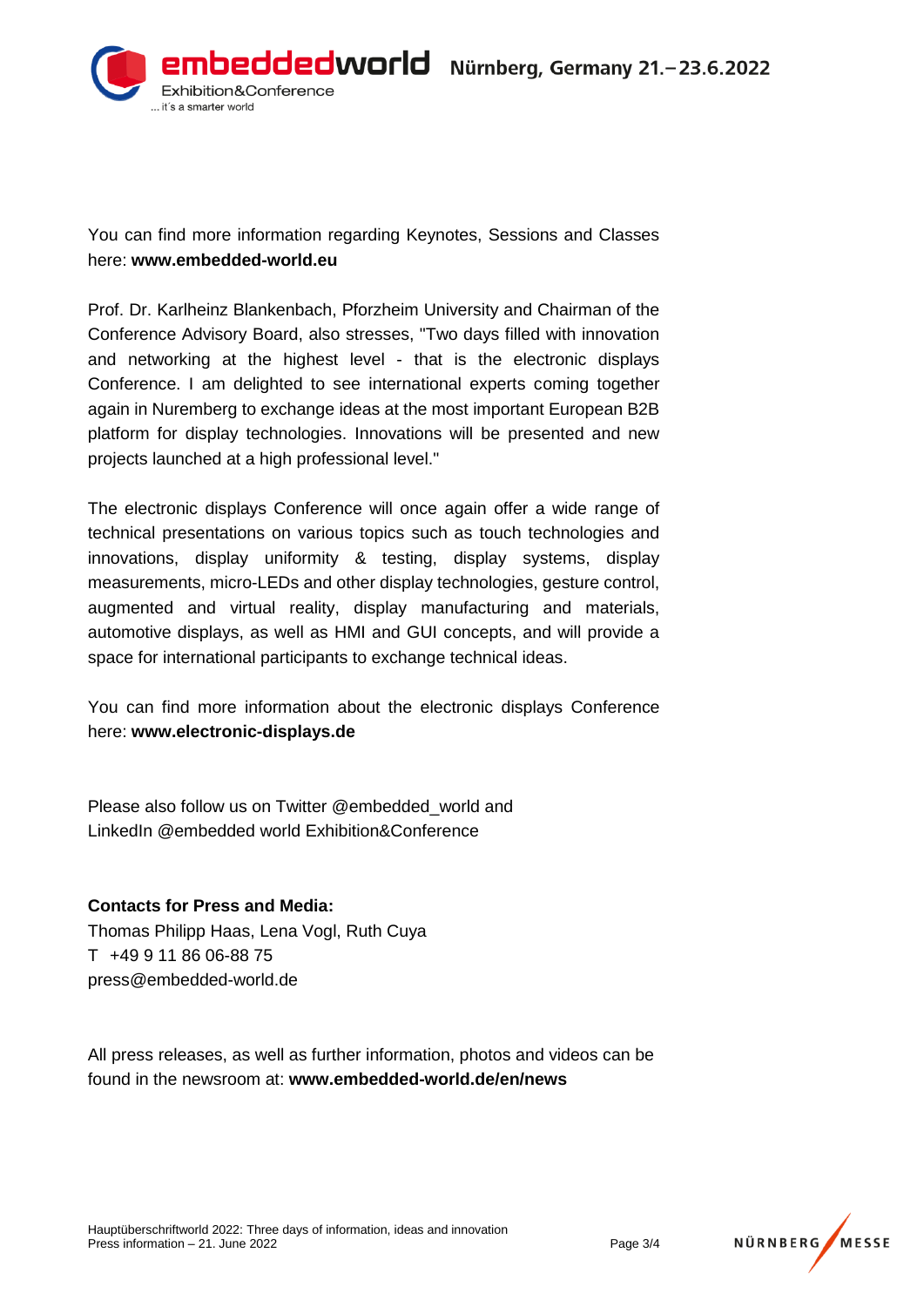You can find more information regarding Keynotes, Sessions and Classes here: **www.embedded-world.eu**

Prof. Dr. Karlheinz Blankenbach, Pforzheim University and Chairman of the Conference Advisory Board, also stresses, "Two days filled with innovation and networking at the highest level - that is the electronic displays Conference. I am delighted to see international experts coming together again in Nuremberg to exchange ideas at the most important European B2B platform for display technologies. Innovations will be presented and new projects launched at a high professional level."

The electronic displays Conference will once again offer a wide range of technical presentations on various topics such as touch technologies and innovations, display uniformity & testing, display systems, display measurements, micro-LEDs and other display technologies, gesture control, augmented and virtual reality, display manufacturing and materials, automotive displays, as well as HMI and GUI concepts, and will provide a space for international participants to exchange technical ideas.

You can find more information about the electronic displays Conference here: **www.electronic-displays.de**

Please also follow us on Twitter @embedded_world and
LinkedIn @embedded world Exhibition&Conference

**Contacts for Press and Media:**
Thomas Philipp Haas, Lena Vogl, Ruth Cuya
T +49 9 11 86 06-88 75
press@embedded-world.de

All press releases, as well as further information, photos and videos can be found in the newsroom at: **www.embedded-world.de/en/news**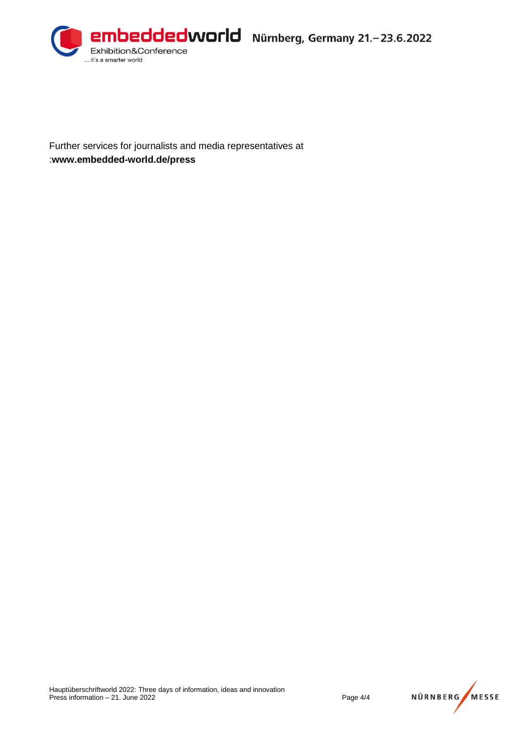Further services for journalists and media representatives at
:**www.embedded-world.de/press**